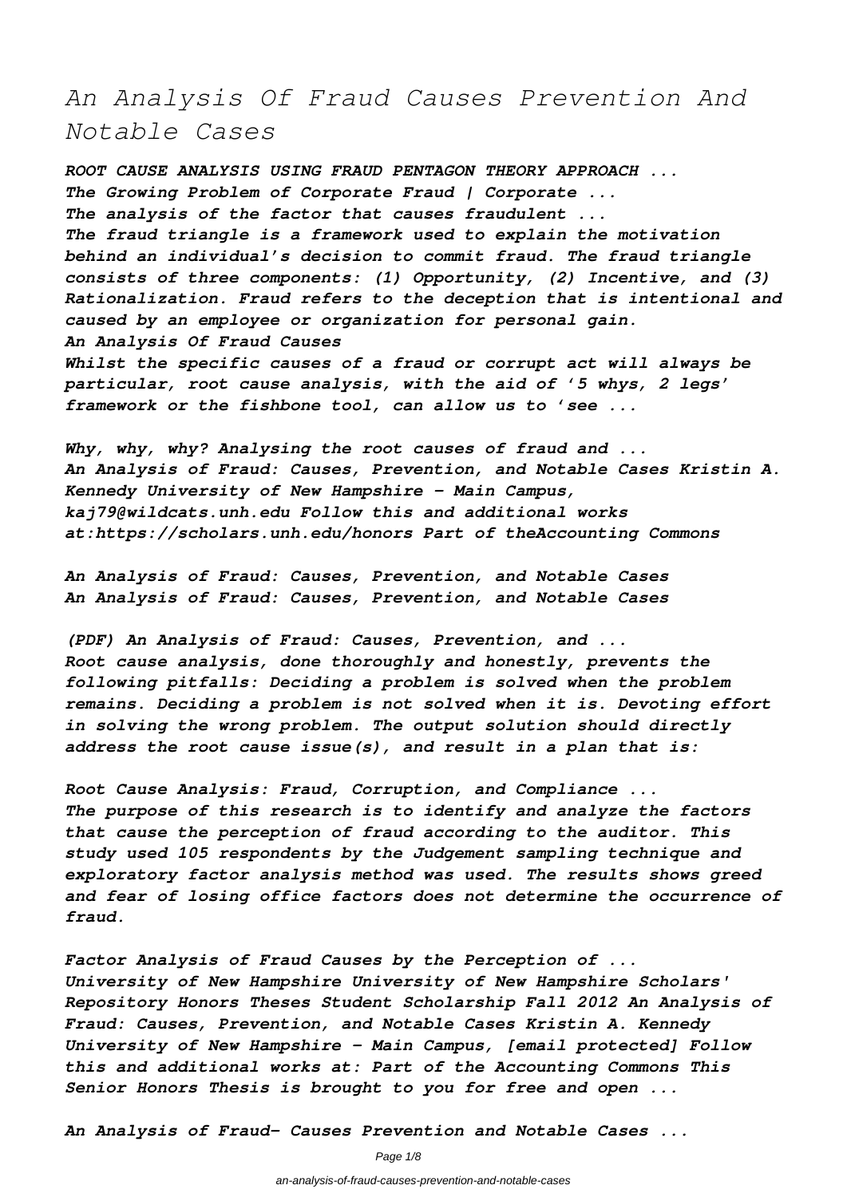# An Analysis Of Fraud Causes Prevention And Notable Cases

*ROOT CAUSE ANALYSIS USING FRAUD PENTAGON THEORY APPROACH ...*
*The Growing Problem of Corporate Fraud | Corporate ...*
*The analysis of the factor that causes fraudulent ...*
*The fraud triangle is a framework used to explain the motivation behind an individual's decision to commit fraud. The fraud triangle consists of three components: (1) Opportunity, (2) Incentive, and (3) Rationalization. Fraud refers to the deception that is intentional and caused by an employee or organization for personal gain.*
*An Analysis Of Fraud Causes*
*Whilst the specific causes of a fraud or corrupt act will always be particular, root cause analysis, with the aid of '5 whys, 2 legs' framework or the fishbone tool, can allow us to 'see ...*

*Why, why, why? Analysing the root causes of fraud and ...*
*An Analysis of Fraud: Causes, Prevention, and Notable Cases Kristin A. Kennedy University of New Hampshire - Main Campus, kaj79@wildcats.unh.edu Follow this and additional works at:https://scholars.unh.edu/honors Part of theAccounting Commons*

*An Analysis of Fraud: Causes, Prevention, and Notable Cases*
*An Analysis of Fraud: Causes, Prevention, and Notable Cases*

*(PDF) An Analysis of Fraud: Causes, Prevention, and ...*
*Root cause analysis, done thoroughly and honestly, prevents the following pitfalls: Deciding a problem is solved when the problem remains. Deciding a problem is not solved when it is. Devoting effort in solving the wrong problem. The output solution should directly address the root cause issue(s), and result in a plan that is:*

*Root Cause Analysis: Fraud, Corruption, and Compliance ...*
*The purpose of this research is to identify and analyze the factors that cause the perception of fraud according to the auditor. This study used 105 respondents by the Judgement sampling technique and exploratory factor analysis method was used. The results shows greed and fear of losing office factors does not determine the occurrence of fraud.*

*Factor Analysis of Fraud Causes by the Perception of ...*
*University of New Hampshire University of New Hampshire Scholars' Repository Honors Theses Student Scholarship Fall 2012 An Analysis of Fraud: Causes, Prevention, and Notable Cases Kristin A. Kennedy University of New Hampshire - Main Campus, [email protected] Follow this and additional works at: Part of the Accounting Commons This Senior Honors Thesis is brought to you for free and open ...*

*An Analysis of Fraud- Causes Prevention and Notable Cases ...*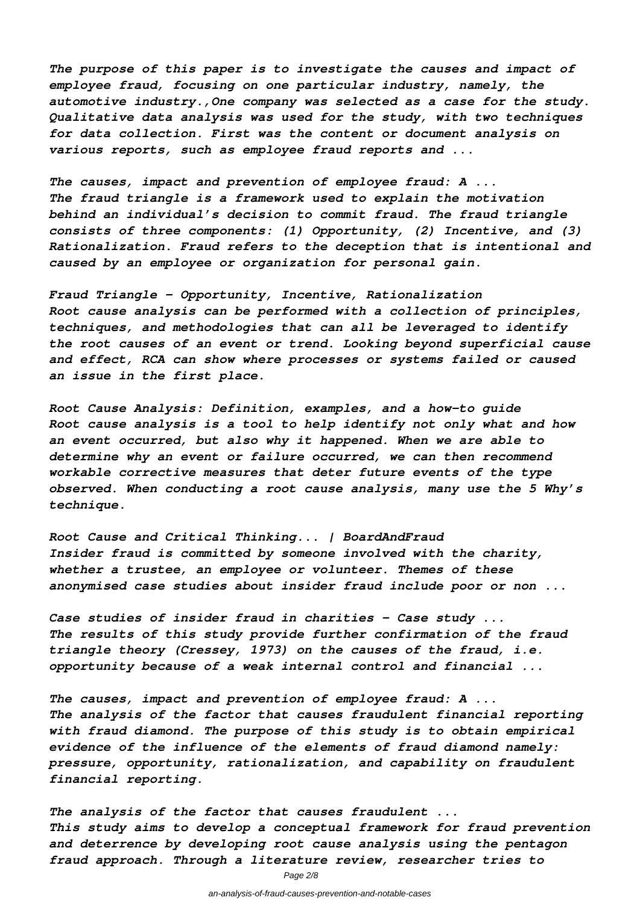*The purpose of this paper is to investigate the causes and impact of employee fraud, focusing on one particular industry, namely, the automotive industry.,One company was selected as a case for the study. Qualitative data analysis was used for the study, with two techniques for data collection. First was the content or document analysis on various reports, such as employee fraud reports and ...*

*The causes, impact and prevention of employee fraud: A ...*
*The fraud triangle is a framework used to explain the motivation behind an individual's decision to commit fraud. The fraud triangle consists of three components: (1) Opportunity, (2) Incentive, and (3) Rationalization. Fraud refers to the deception that is intentional and caused by an employee or organization for personal gain.*

*Fraud Triangle - Opportunity, Incentive, Rationalization*
*Root cause analysis can be performed with a collection of principles, techniques, and methodologies that can all be leveraged to identify the root causes of an event or trend. Looking beyond superficial cause and effect, RCA can show where processes or systems failed or caused an issue in the first place.*

*Root Cause Analysis: Definition, examples, and a how-to guide*
*Root cause analysis is a tool to help identify not only what and how an event occurred, but also why it happened. When we are able to determine why an event or failure occurred, we can then recommend workable corrective measures that deter future events of the type observed. When conducting a root cause analysis, many use the 5 Why's technique.*

*Root Cause and Critical Thinking... | BoardAndFraud*
*Insider fraud is committed by someone involved with the charity, whether a trustee, an employee or volunteer. Themes of these anonymised case studies about insider fraud include poor or non ...*

*Case studies of insider fraud in charities - Case study ...*
*The results of this study provide further confirmation of the fraud triangle theory (Cressey, 1973) on the causes of the fraud, i.e. opportunity because of a weak internal control and financial ...*

*The causes, impact and prevention of employee fraud: A ...*
*The analysis of the factor that causes fraudulent financial reporting with fraud diamond. The purpose of this study is to obtain empirical evidence of the influence of the elements of fraud diamond namely: pressure, opportunity, rationalization, and capability on fraudulent financial reporting.*

*The analysis of the factor that causes fraudulent ...*
*This study aims to develop a conceptual framework for fraud prevention and deterrence by developing root cause analysis using the pentagon fraud approach. Through a literature review, researcher tries to*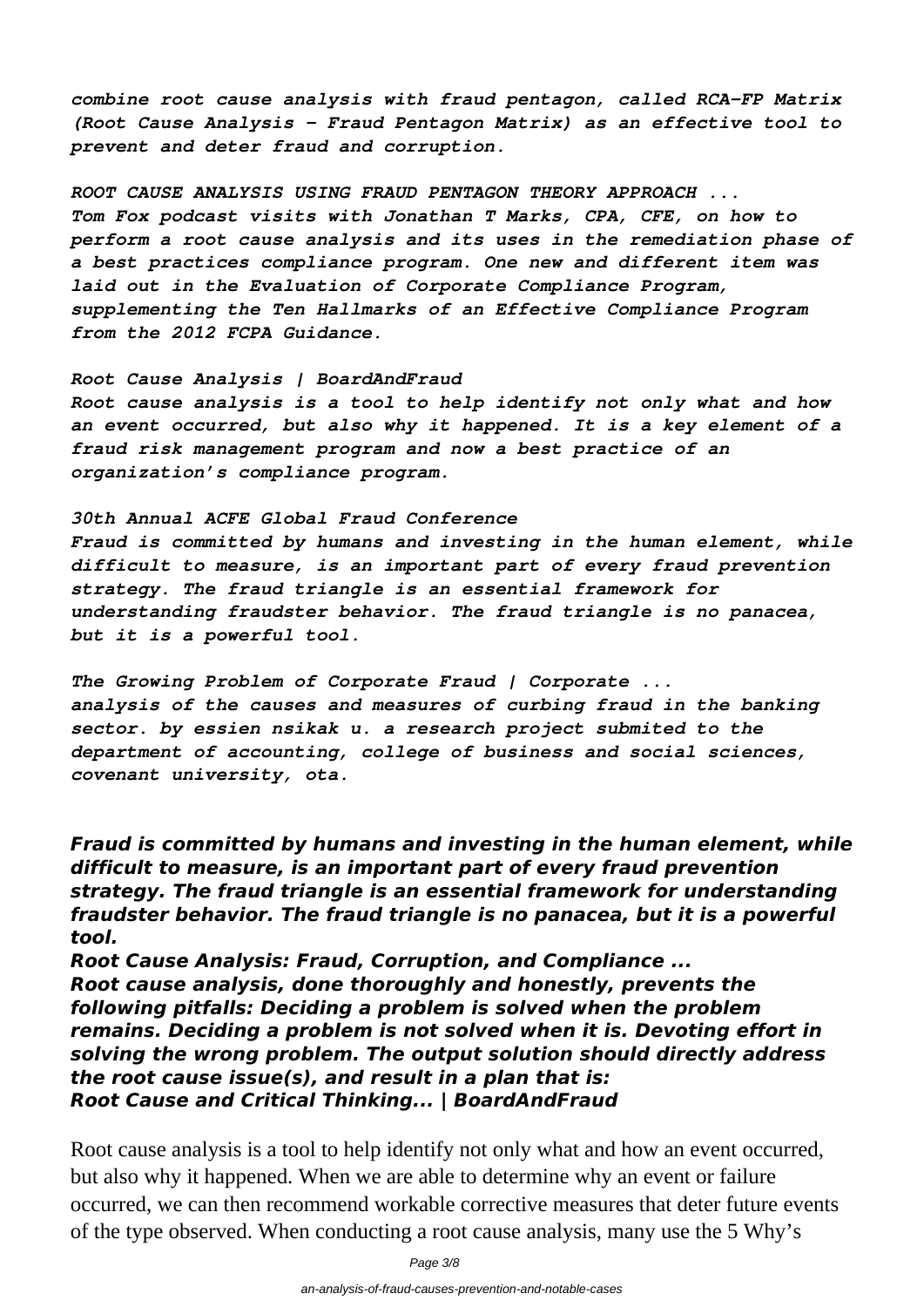*combine root cause analysis with fraud pentagon, called RCA-FP Matrix (Root Cause Analysis – Fraud Pentagon Matrix) as an effective tool to prevent and deter fraud and corruption.*

*ROOT CAUSE ANALYSIS USING FRAUD PENTAGON THEORY APPROACH ...*
*Tom Fox podcast visits with Jonathan T Marks, CPA, CFE, on how to perform a root cause analysis and its uses in the remediation phase of a best practices compliance program. One new and different item was laid out in the Evaluation of Corporate Compliance Program, supplementing the Ten Hallmarks of an Effective Compliance Program from the 2012 FCPA Guidance.*

*Root Cause Analysis | BoardAndFraud*
*Root cause analysis is a tool to help identify not only what and how an event occurred, but also why it happened. It is a key element of a fraud risk management program and now a best practice of an organization's compliance program.*

*30th Annual ACFE Global Fraud Conference*
*Fraud is committed by humans and investing in the human element, while difficult to measure, is an important part of every fraud prevention strategy. The fraud triangle is an essential framework for understanding fraudster behavior. The fraud triangle is no panacea, but it is a powerful tool.*

*The Growing Problem of Corporate Fraud | Corporate ...*
*analysis of the causes and measures of curbing fraud in the banking sector. by essien nsikak u. a research project submited to the department of accounting, college of business and social sciences, covenant university, ota.*

***Fraud is committed by humans and investing in the human element, while difficult to measure, is an important part of every fraud prevention strategy. The fraud triangle is an essential framework for understanding fraudster behavior. The fraud triangle is no panacea, but it is a powerful tool.***
***Root Cause Analysis: Fraud, Corruption, and Compliance ...***
***Root cause analysis, done thoroughly and honestly, prevents the following pitfalls: Deciding a problem is solved when the problem remains. Deciding a problem is not solved when it is. Devoting effort in solving the wrong problem. The output solution should directly address the root cause issue(s), and result in a plan that is:***
***Root Cause and Critical Thinking... | BoardAndFraud***

Root cause analysis is a tool to help identify not only what and how an event occurred, but also why it happened. When we are able to determine why an event or failure occurred, we can then recommend workable corrective measures that deter future events of the type observed. When conducting a root cause analysis, many use the 5 Why's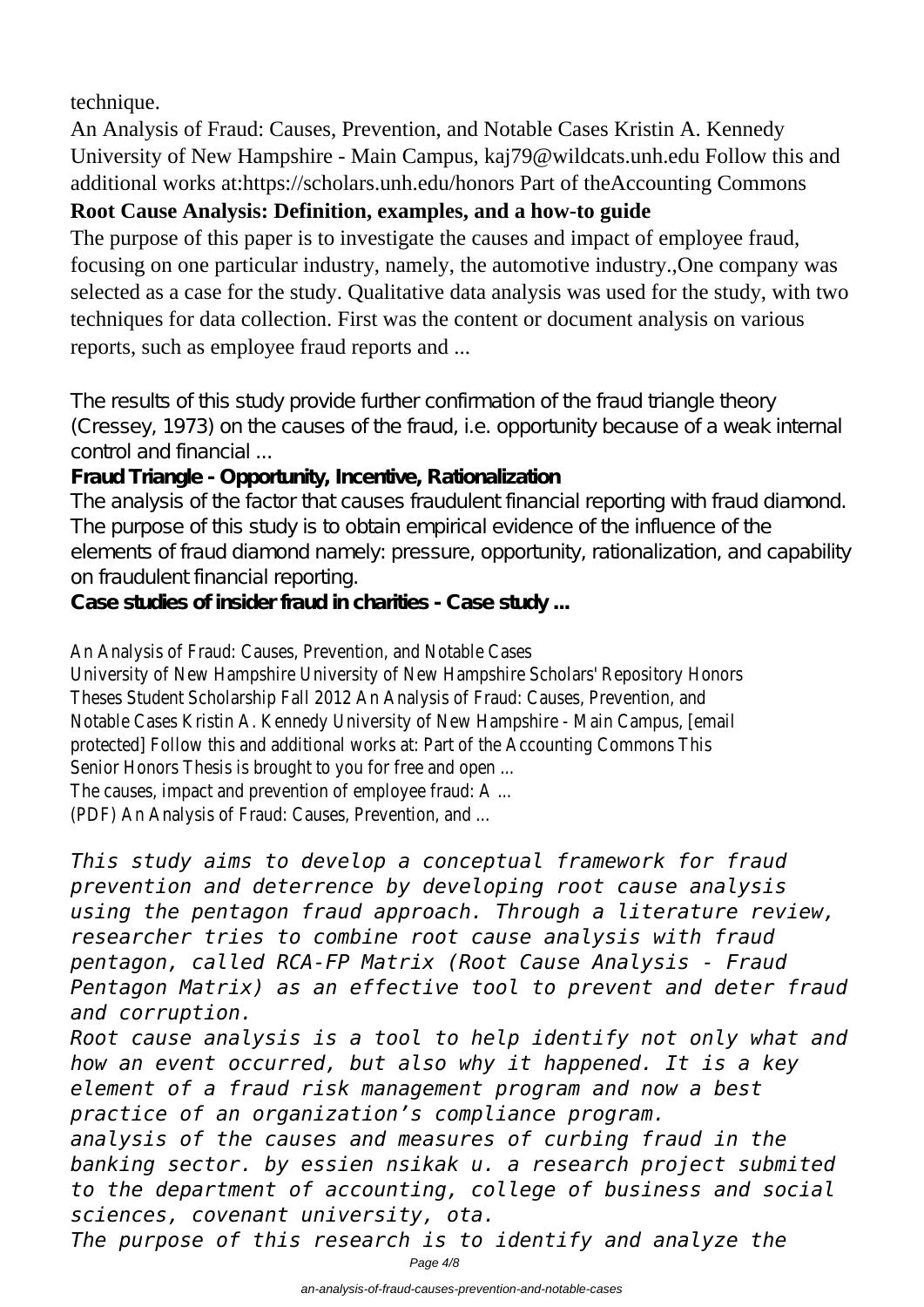technique.

An Analysis of Fraud: Causes, Prevention, and Notable Cases Kristin A. Kennedy University of New Hampshire - Main Campus, kaj79@wildcats.unh.edu Follow this and additional works at:https://scholars.unh.edu/honors Part of theAccounting Commons

**Root Cause Analysis: Definition, examples, and a how-to guide**

The purpose of this paper is to investigate the causes and impact of employee fraud, focusing on one particular industry, namely, the automotive industry.,One company was selected as a case for the study. Qualitative data analysis was used for the study, with two techniques for data collection. First was the content or document analysis on various reports, such as employee fraud reports and ...

The results of this study provide further confirmation of the fraud triangle theory (Cressey, 1973) on the causes of the fraud, i.e. opportunity because of a weak internal control and financial ...

**Fraud Triangle - Opportunity, Incentive, Rationalization**

The analysis of the factor that causes fraudulent financial reporting with fraud diamond. The purpose of this study is to obtain empirical evidence of the influence of the elements of fraud diamond namely: pressure, opportunity, rationalization, and capability on fraudulent financial reporting.

**Case studies of insider fraud in charities - Case study ...**

An Analysis of Fraud: Causes, Prevention, and Notable Cases
University of New Hampshire University of New Hampshire Scholars' Repository Honors Theses Student Scholarship Fall 2012 An Analysis of Fraud: Causes, Prevention, and Notable Cases Kristin A. Kennedy University of New Hampshire - Main Campus, [email protected] Follow this and additional works at: Part of the Accounting Commons This Senior Honors Thesis is brought to you for free and open ...
The causes, impact and prevention of employee fraud: A ...
(PDF) An Analysis of Fraud: Causes, Prevention, and ...

*This study aims to develop a conceptual framework for fraud prevention and deterrence by developing root cause analysis using the pentagon fraud approach. Through a literature review, researcher tries to combine root cause analysis with fraud pentagon, called RCA-FP Matrix (Root Cause Analysis - Fraud Pentagon Matrix) as an effective tool to prevent and deter fraud and corruption.*

*Root cause analysis is a tool to help identify not only what and how an event occurred, but also why it happened. It is a key element of a fraud risk management program and now a best practice of an organization's compliance program.*

*analysis of the causes and measures of curbing fraud in the banking sector. by essien nsikak u. a research project submited to the department of accounting, college of business and social sciences, covenant university, ota.*

*The purpose of this research is to identify and analyze the*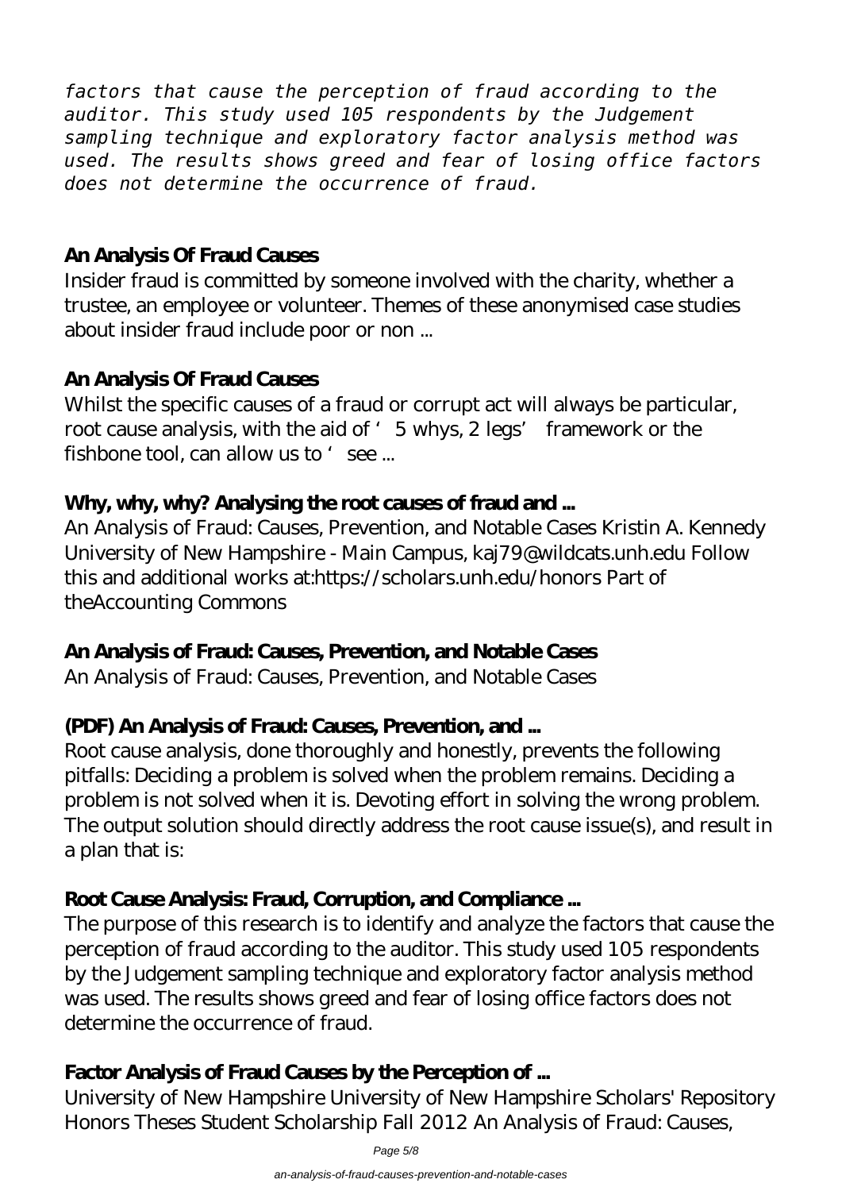*factors that cause the perception of fraud according to the auditor. This study used 105 respondents by the Judgement sampling technique and exploratory factor analysis method was used. The results shows greed and fear of losing office factors does not determine the occurrence of fraud.*

### An Analysis Of Fraud Causes

Insider fraud is committed by someone involved with the charity, whether a trustee, an employee or volunteer. Themes of these anonymised case studies about insider fraud include poor or non ...

### An Analysis Of Fraud Causes

Whilst the specific causes of a fraud or corrupt act will always be particular, root cause analysis, with the aid of '5 whys, 2 legs' framework or the fishbone tool, can allow us to 'see ...

### Why, why, why? Analysing the root causes of fraud and ...

An Analysis of Fraud: Causes, Prevention, and Notable Cases Kristin A. Kennedy University of New Hampshire - Main Campus, kaj79@wildcats.unh.edu Follow this and additional works at:https://scholars.unh.edu/honors Part of theAccounting Commons

### An Analysis of Fraud: Causes, Prevention, and Notable Cases

An Analysis of Fraud: Causes, Prevention, and Notable Cases

### (PDF) An Analysis of Fraud: Causes, Prevention, and ...

Root cause analysis, done thoroughly and honestly, prevents the following pitfalls: Deciding a problem is solved when the problem remains. Deciding a problem is not solved when it is. Devoting effort in solving the wrong problem. The output solution should directly address the root cause issue(s), and result in a plan that is:

### Root Cause Analysis: Fraud, Corruption, and Compliance ...

The purpose of this research is to identify and analyze the factors that cause the perception of fraud according to the auditor. This study used 105 respondents by the Judgement sampling technique and exploratory factor analysis method was used. The results shows greed and fear of losing office factors does not determine the occurrence of fraud.

### Factor Analysis of Fraud Causes by the Perception of ...

University of New Hampshire University of New Hampshire Scholars' Repository Honors Theses Student Scholarship Fall 2012 An Analysis of Fraud: Causes,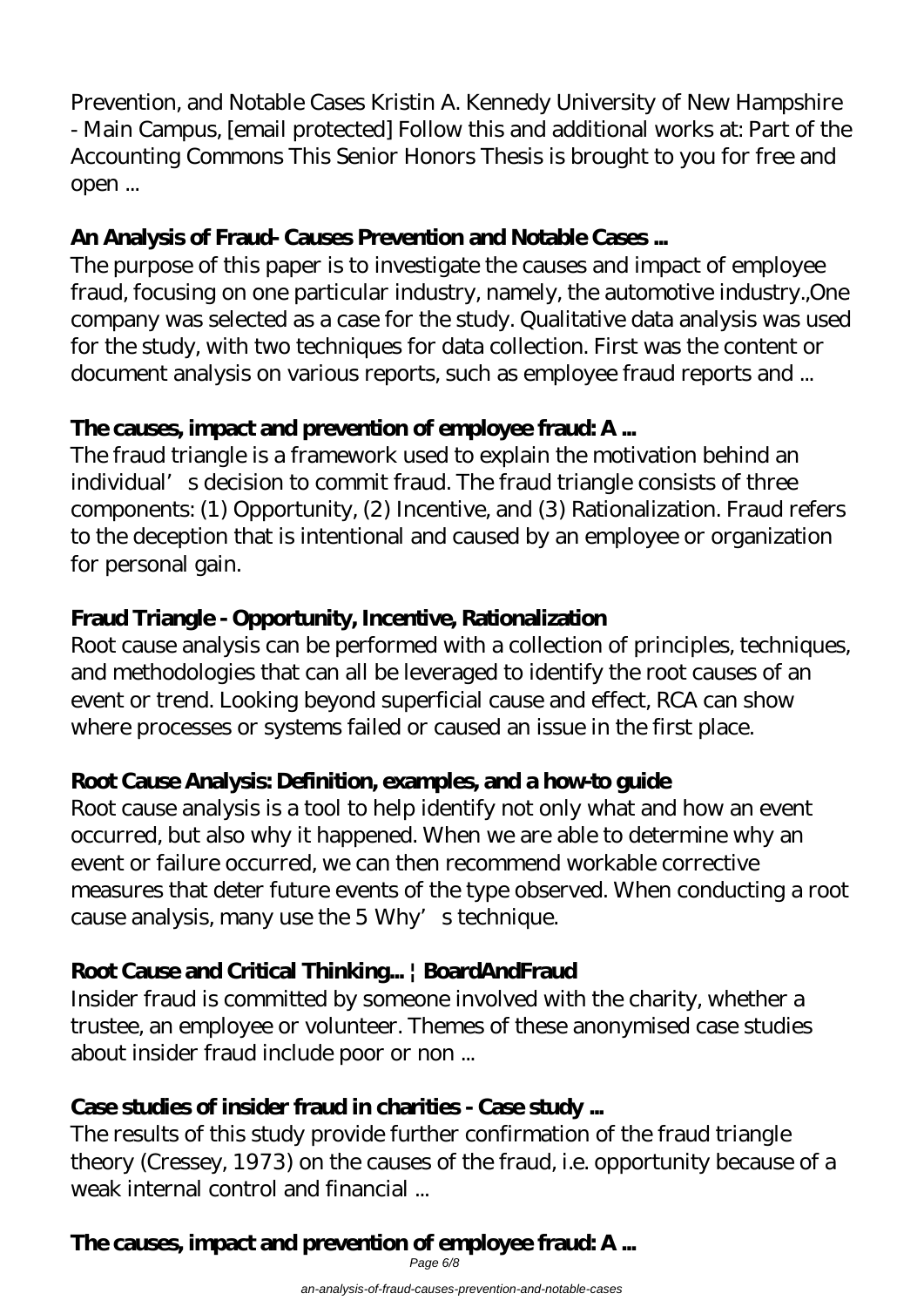Prevention, and Notable Cases Kristin A. Kennedy University of New Hampshire - Main Campus, [email protected] Follow this and additional works at: Part of the Accounting Commons This Senior Honors Thesis is brought to you for free and open ...

**An Analysis of Fraud- Causes Prevention and Notable Cases ...**

The purpose of this paper is to investigate the causes and impact of employee fraud, focusing on one particular industry, namely, the automotive industry.,One company was selected as a case for the study. Qualitative data analysis was used for the study, with two techniques for data collection. First was the content or document analysis on various reports, such as employee fraud reports and ...

**The causes, impact and prevention of employee fraud: A ...**

The fraud triangle is a framework used to explain the motivation behind an individual's decision to commit fraud. The fraud triangle consists of three components: (1) Opportunity, (2) Incentive, and (3) Rationalization. Fraud refers to the deception that is intentional and caused by an employee or organization for personal gain.

**Fraud Triangle - Opportunity, Incentive, Rationalization**

Root cause analysis can be performed with a collection of principles, techniques, and methodologies that can all be leveraged to identify the root causes of an event or trend. Looking beyond superficial cause and effect, RCA can show where processes or systems failed or caused an issue in the first place.

**Root Cause Analysis: Definition, examples, and a how-to guide**

Root cause analysis is a tool to help identify not only what and how an event occurred, but also why it happened. When we are able to determine why an event or failure occurred, we can then recommend workable corrective measures that deter future events of the type observed. When conducting a root cause analysis, many use the 5 Why's technique.

**Root Cause and Critical Thinking... | BoardAndFraud**

Insider fraud is committed by someone involved with the charity, whether a trustee, an employee or volunteer. Themes of these anonymised case studies about insider fraud include poor or non ...

**Case studies of insider fraud in charities - Case study ...**

The results of this study provide further confirmation of the fraud triangle theory (Cressey, 1973) on the causes of the fraud, i.e. opportunity because of a weak internal control and financial ...

**The causes, impact and prevention of employee fraud: A ...**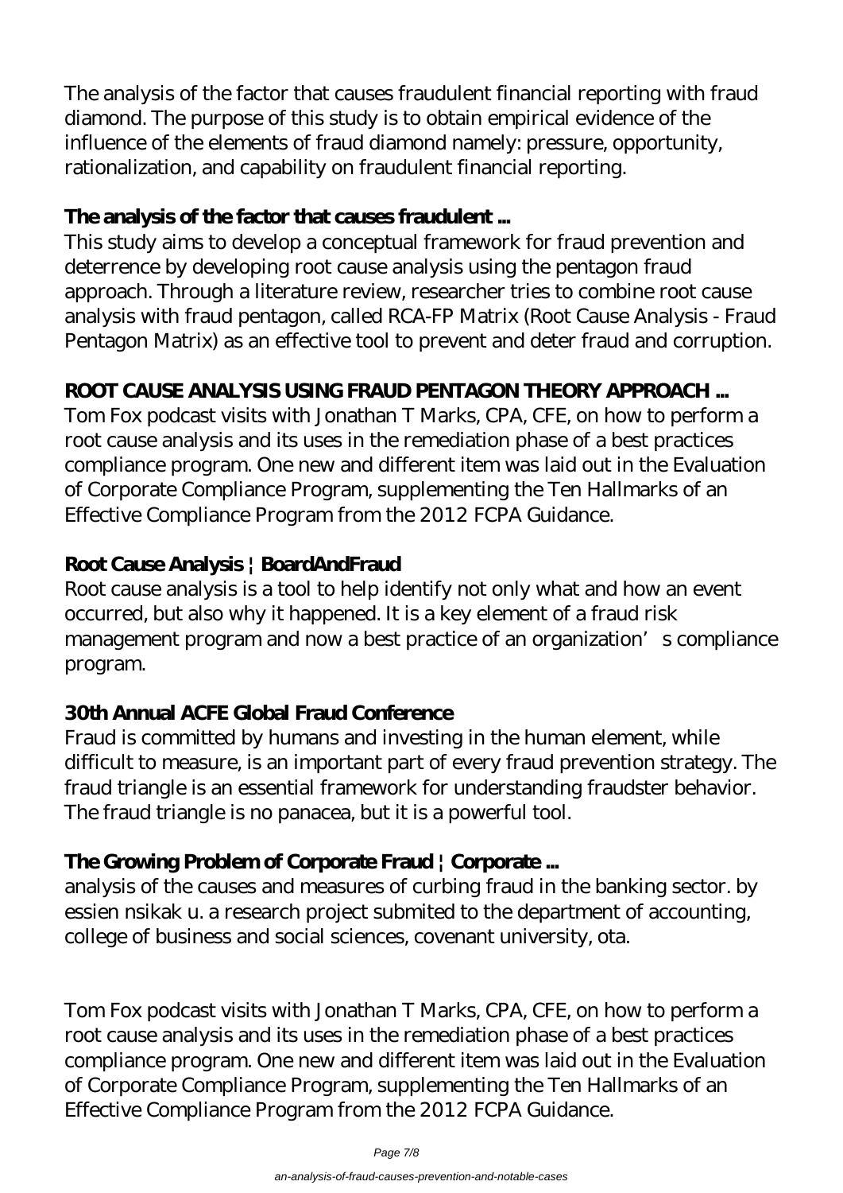The analysis of the factor that causes fraudulent financial reporting with fraud diamond. The purpose of this study is to obtain empirical evidence of the influence of the elements of fraud diamond namely: pressure, opportunity, rationalization, and capability on fraudulent financial reporting.

### The analysis of the factor that causes fraudulent ...

This study aims to develop a conceptual framework for fraud prevention and deterrence by developing root cause analysis using the pentagon fraud approach. Through a literature review, researcher tries to combine root cause analysis with fraud pentagon, called RCA-FP Matrix (Root Cause Analysis - Fraud Pentagon Matrix) as an effective tool to prevent and deter fraud and corruption.

### ROOT CAUSE ANALYSIS USING FRAUD PENTAGON THEORY APPROACH ...

Tom Fox podcast visits with Jonathan T Marks, CPA, CFE, on how to perform a root cause analysis and its uses in the remediation phase of a best practices compliance program. One new and different item was laid out in the Evaluation of Corporate Compliance Program, supplementing the Ten Hallmarks of an Effective Compliance Program from the 2012 FCPA Guidance.

### Root Cause Analysis | BoardAndFraud

Root cause analysis is a tool to help identify not only what and how an event occurred, but also why it happened. It is a key element of a fraud risk management program and now a best practice of an organization's compliance program.

### 30th Annual ACFE Global Fraud Conference

Fraud is committed by humans and investing in the human element, while difficult to measure, is an important part of every fraud prevention strategy. The fraud triangle is an essential framework for understanding fraudster behavior. The fraud triangle is no panacea, but it is a powerful tool.

### The Growing Problem of Corporate Fraud | Corporate ...

analysis of the causes and measures of curbing fraud in the banking sector. by essien nsikak u. a research project submited to the department of accounting, college of business and social sciences, covenant university, ota.

Tom Fox podcast visits with Jonathan T Marks, CPA, CFE, on how to perform a root cause analysis and its uses in the remediation phase of a best practices compliance program. One new and different item was laid out in the Evaluation of Corporate Compliance Program, supplementing the Ten Hallmarks of an Effective Compliance Program from the 2012 FCPA Guidance.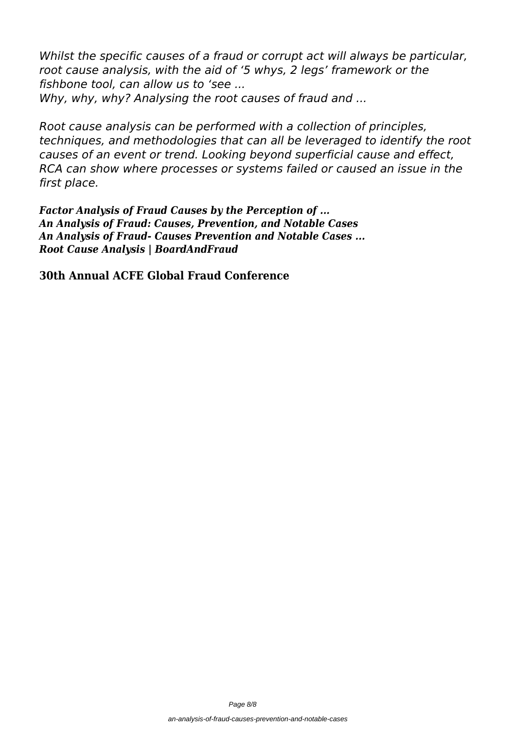*Whilst the specific causes of a fraud or corrupt act will always be particular, root cause analysis, with the aid of '5 whys, 2 legs' framework or the fishbone tool, can allow us to 'see ...*

*Why, why, why? Analysing the root causes of fraud and ...*

*Root cause analysis can be performed with a collection of principles, techniques, and methodologies that can all be leveraged to identify the root causes of an event or trend. Looking beyond superficial cause and effect, RCA can show where processes or systems failed or caused an issue in the first place.*

***Factor Analysis of Fraud Causes by the Perception of ...***
***An Analysis of Fraud: Causes, Prevention, and Notable Cases***
***An Analysis of Fraud- Causes Prevention and Notable Cases ...***
***Root Cause Analysis | BoardAndFraud***

**30th Annual ACFE Global Fraud Conference**